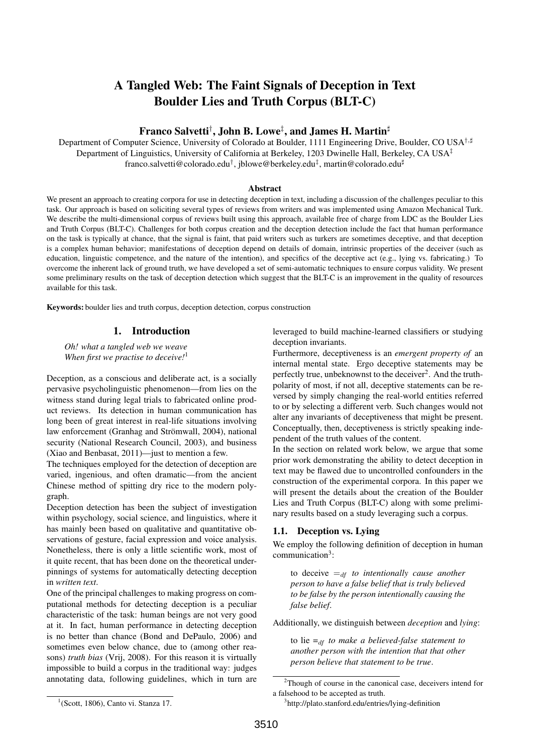# A Tangled Web: The Faint Signals of Deception in Text Boulder Lies and Truth Corpus (BLT-C)

**Franco Salvetti[†], John B. Lowe[‡], and James H. Martin[♯]**

Department of Computer Science, University of Colorado at Boulder, 1111 Engineering Drive, Boulder, CO USA[†,♯]
Department of Linguistics, University of California at Berkeley, 1203 Dwinelle Hall, Berkeley, CA USA[‡]
franco.salvetti@colorado.edu[†], jblowe@berkeley.edu[‡], martin@colorado.edu[♯]

### Abstract

We present an approach to creating corpora for use in detecting deception in text, including a discussion of the challenges peculiar to this task. Our approach is based on soliciting several types of reviews from writers and was implemented using Amazon Mechanical Turk. We describe the multi-dimensional corpus of reviews built using this approach, available free of charge from LDC as the Boulder Lies and Truth Corpus (BLT-C). Challenges for both corpus creation and the deception detection include the fact that human performance on the task is typically at chance, that the signal is faint, that paid writers such as turkers are sometimes deceptive, and that deception is a complex human behavior; manifestations of deception depend on details of domain, intrinsic properties of the deceiver (such as education, linguistic competence, and the nature of the intention), and specifics of the deceptive act (e.g., lying vs. fabricating.) To overcome the inherent lack of ground truth, we have developed a set of semi-automatic techniques to ensure corpus validity. We present some preliminary results on the task of deception detection which suggest that the BLT-C is an improvement in the quality of resources available for this task.

**Keywords:** boulder lies and truth corpus, deception detection, corpus construction

## 1. Introduction

*Oh! what a tangled web we weave*
*When first we practise to deceive!*[1]

Deception, as a conscious and deliberate act, is a socially pervasive psycholinguistic phenomenon—from lies on the witness stand during legal trials to fabricated online product reviews. Its detection in human communication has long been of great interest in real-life situations involving law enforcement (Granhag and Strömwall, 2004), national security (National Research Council, 2003), and business (Xiao and Benbasat, 2011)—just to mention a few.

The techniques employed for the detection of deception are varied, ingenious, and often dramatic—from the ancient Chinese method of spitting dry rice to the modern polygraph.

Deception detection has been the subject of investigation within psychology, social science, and linguistics, where it has mainly been based on qualitative and quantitative observations of gesture, facial expression and voice analysis. Nonetheless, there is only a little scientific work, most of it quite recent, that has been done on the theoretical underpinnings of systems for automatically detecting deception in *written text*.

One of the principal challenges to making progress on computational methods for detecting deception is a peculiar characteristic of the task: human beings are not very good at it. In fact, human performance in detecting deception is no better than chance (Bond and DePaulo, 2006) and sometimes even below chance, due to (among other reasons) *truth bias* (Vrij, 2008). For this reason it is virtually impossible to build a corpus in the traditional way: judges annotating data, following guidelines, which in turn are leveraged to build machine-learned classifiers or studying deception invariants.

Furthermore, deceptiveness is an *emergent property of* an internal mental state. Ergo deceptive statements may be perfectly true, unbeknownst to the deceiver[2]. And the truth-polarity of most, if not all, deceptive statements can be reversed by simply changing the real-world entities referred to or by selecting a different verb. Such changes would not alter any invariants of deceptiveness that might be present. Conceptually, then, deceptiveness is strictly speaking independent of the truth values of the content.

In the section on related work below, we argue that some prior work demonstrating the ability to detect deception in text may be flawed due to uncontrolled confounders in the construction of the experimental corpora. In this paper we will present the details about the creation of the Boulder Lies and Truth Corpus (BLT-C) along with some preliminary results based on a study leveraging such a corpus.

### 1.1. Deception vs. Lying

We employ the following definition of deception in human communication[3]:

> to deceive $=_{df}$ *to intentionally cause another person to have a false belief that is truly believed to be false by the person intentionally causing the false belief.*

Additionally, we distinguish between *deception* and *lying*:

> to lie $=_{df}$ *to make a believed-false statement to another person with the intention that that other person believe that statement to be true.*

---

[1](Scott, 1806), Canto vi. Stanza 17.

[2]Though of course in the canonical case, deceivers intend for a falsehood to be accepted as truth.

[3]http://plato.stanford.edu/entries/lying-definition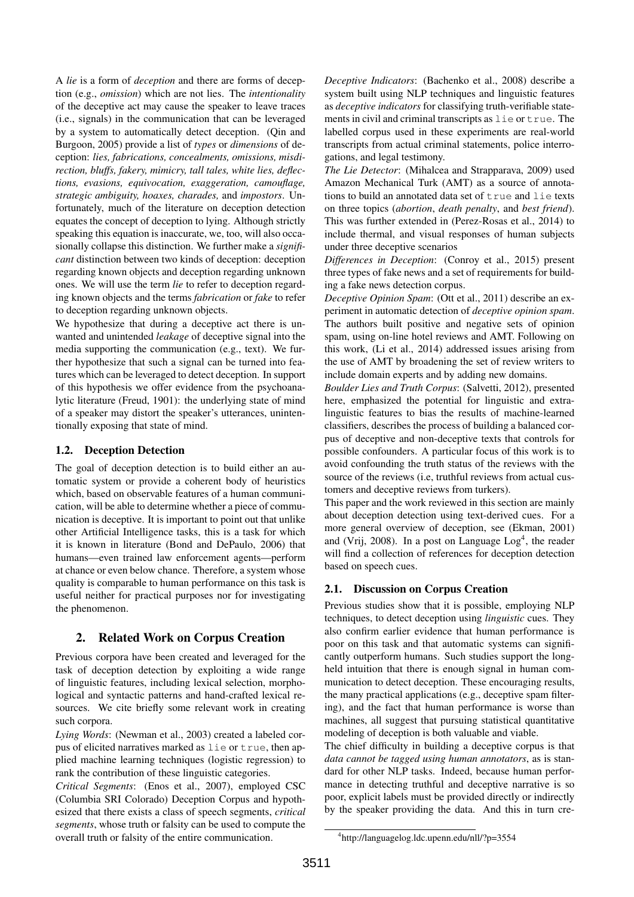A *lie* is a form of *deception* and there are forms of deception (e.g., *omission*) which are not lies. The *intentionality* of the deceptive act may cause the speaker to leave traces (i.e., signals) in the communication that can be leveraged by a system to automatically detect deception. (Qin and Burgoon, 2005) provide a list of *types* or *dimensions* of deception: *lies, fabrications, concealments, omissions, misdirection, bluffs, fakery, mimicry, tall tales, white lies, deflections, evasions, equivocation, exaggeration, camouflage, strategic ambiguity, hoaxes, charades,* and *impostors*. Unfortunately, much of the literature on deception detection equates the concept of deception to lying. Although strictly speaking this equation is inaccurate, we, too, will also occasionally collapse this distinction. We further make a *significant* distinction between two kinds of deception: deception regarding known objects and deception regarding unknown ones. We will use the term *lie* to refer to deception regarding known objects and the terms *fabrication* or *fake* to refer to deception regarding unknown objects.

We hypothesize that during a deceptive act there is unwanted and unintended *leakage* of deceptive signal into the media supporting the communication (e.g., text). We further hypothesize that such a signal can be turned into features which can be leveraged to detect deception. In support of this hypothesis we offer evidence from the psychoanalytic literature (Freud, 1901): the underlying state of mind of a speaker may distort the speaker's utterances, unintentionally exposing that state of mind.

### 1.2. Deception Detection

The goal of deception detection is to build either an automatic system or provide a coherent body of heuristics which, based on observable features of a human communication, will be able to determine whether a piece of communication is deceptive. It is important to point out that unlike other Artificial Intelligence tasks, this is a task for which it is known in literature (Bond and DePaulo, 2006) that humans—even trained law enforcement agents—perform at chance or even below chance. Therefore, a system whose quality is comparable to human performance on this task is useful neither for practical purposes nor for investigating the phenomenon.

## 2. Related Work on Corpus Creation

Previous corpora have been created and leveraged for the task of deception detection by exploiting a wide range of linguistic features, including lexical selection, morphological and syntactic patterns and hand-crafted lexical resources. We cite briefly some relevant work in creating such corpora.

*Lying Words*: (Newman et al., 2003) created a labeled corpus of elicited narratives marked as `lie` or `true`, then applied machine learning techniques (logistic regression) to rank the contribution of these linguistic categories.

*Critical Segments*: (Enos et al., 2007), employed CSC (Columbia SRI Colorado) Deception Corpus and hypothesized that there exists a class of speech segments, *critical segments*, whose truth or falsity can be used to compute the overall truth or falsity of the entire communication.

*Deceptive Indicators*: (Bachenko et al., 2008) describe a system built using NLP techniques and linguistic features as *deceptive indicators* for classifying truth-verifiable statements in civil and criminal transcripts as `lie` or `true`. The labelled corpus used in these experiments are real-world transcripts from actual criminal statements, police interrogations, and legal testimony.

*The Lie Detector*: (Mihalcea and Strapparava, 2009) used Amazon Mechanical Turk (AMT) as a source of annotations to build an annotated data set of `true` and `lie` texts on three topics (*abortion*, *death penalty*, and *best friend*). This was further extended in (Perez-Rosas et al., 2014) to include thermal, and visual responses of human subjects under three deceptive scenarios

*Differences in Deception*: (Conroy et al., 2015) present three types of fake news and a set of requirements for building a fake news detection corpus.

*Deceptive Opinion Spam*: (Ott et al., 2011) describe an experiment in automatic detection of *deceptive opinion spam*. The authors built positive and negative sets of opinion spam, using on-line hotel reviews and AMT. Following on this work, (Li et al., 2014) addressed issues arising from the use of AMT by broadening the set of review writers to include domain experts and by adding new domains.

*Boulder Lies and Truth Corpus*: (Salvetti, 2012), presented here, emphasized the potential for linguistic and extra-linguistic features to bias the results of machine-learned classifiers, describes the process of building a balanced corpus of deceptive and non-deceptive texts that controls for possible confounders. A particular focus of this work is to avoid confounding the truth status of the reviews with the source of the reviews (i.e, truthful reviews from actual customers and deceptive reviews from turkers).

This paper and the work reviewed in this section are mainly about deception detection using text-derived cues. For a more general overview of deception, see (Ekman, 2001) and (Vrij, 2008). In a post on Language Log[4], the reader will find a collection of references for deception detection based on speech cues.

### 2.1. Discussion on Corpus Creation

Previous studies show that it is possible, employing NLP techniques, to detect deception using *linguistic* cues. They also confirm earlier evidence that human performance is poor on this task and that automatic systems can significantly outperform humans. Such studies support the long-held intuition that there is enough signal in human communication to detect deception. These encouraging results, the many practical applications (e.g., deceptive spam filtering), and the fact that human performance is worse than machines, all suggest that pursuing statistical quantitative modeling of deception is both valuable and viable.

The chief difficulty in building a deceptive corpus is that *data cannot be tagged using human annotators*, as is standard for other NLP tasks. Indeed, because human performance in detecting truthful and deceptive narrative is so poor, explicit labels must be provided directly or indirectly by the speaker providing the data. And this in turn cre-

[4] http://languagelog.ldc.upenn.edu/nll/?p=3554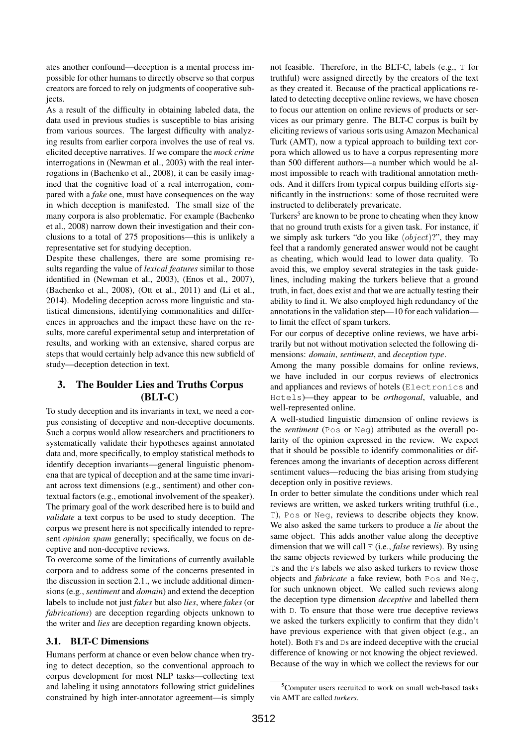ates another confound—deception is a mental process impossible for other humans to directly observe so that corpus creators are forced to rely on judgments of cooperative subjects.

As a result of the difficulty in obtaining labeled data, the data used in previous studies is susceptible to bias arising from various sources. The largest difficulty with analyzing results from earlier corpora involves the use of real vs. elicited deceptive narratives. If we compare the *mock crime* interrogations in (Newman et al., 2003) with the real interrogations in (Bachenko et al., 2008), it can be easily imagined that the cognitive load of a real interrogation, compared with a *fake* one, must have consequences on the way in which deception is manifested. The small size of the many corpora is also problematic. For example (Bachenko et al., 2008) narrow down their investigation and their conclusions to a total of 275 propositions—this is unlikely a representative set for studying deception.

Despite these challenges, there are some promising results regarding the value of *lexical features* similar to those identified in (Newman et al., 2003), (Enos et al., 2007), (Bachenko et al., 2008), (Ott et al., 2011) and (Li et al., 2014). Modeling deception across more linguistic and statistical dimensions, identifying commonalities and differences in approaches and the impact these have on the results, more careful experimental setup and interpretation of results, and working with an extensive, shared corpus are steps that would certainly help advance this new subfield of study—deception detection in text.

## 3. The Boulder Lies and Truths Corpus (BLT-C)

To study deception and its invariants in text, we need a corpus consisting of deceptive and non-deceptive documents. Such a corpus would allow researchers and practitioners to systematically validate their hypotheses against annotated data and, more specifically, to employ statistical methods to identify deception invariants—general linguistic phenomena that are typical of deception and at the same time invariant across text dimensions (e.g., sentiment) and other contextual factors (e.g., emotional involvement of the speaker). The primary goal of the work described here is to build and *validate* a text corpus to be used to study deception. The corpus we present here is not specifically intended to represent *opinion spam* generally; specifically, we focus on deceptive and non-deceptive reviews.

To overcome some of the limitations of currently available corpora and to address some of the concerns presented in the discussion in section 2.1., we include additional dimensions (e.g., *sentiment* and *domain*) and extend the deception labels to include not just *fakes* but also *lies*, where *fakes* (or *fabrications*) are deception regarding objects unknown to the writer and *lies* are deception regarding known objects.

### 3.1. BLT-C Dimensions

Humans perform at chance or even below chance when trying to detect deception, so the conventional approach to corpus development for most NLP tasks—collecting text and labeling it using annotators following strict guidelines constrained by high inter-annotator agreement—is simply not feasible. Therefore, in the BLT-C, labels (e.g., `T` for truthful) were assigned directly by the creators of the text as they created it. Because of the practical applications related to detecting deceptive online reviews, we have chosen to focus our attention on online reviews of products or services as our primary genre. The BLT-C corpus is built by eliciting reviews of various sorts using Amazon Mechanical Turk (AMT), now a typical approach to building text corpora which allowed us to have a corpus representing more than 500 different authors—a number which would be almost impossible to reach with traditional annotation methods. And it differs from typical corpus building efforts significantly in the instructions: some of those recruited were instructed to deliberately prevaricate.

Turkers[5] are known to be prone to cheating when they know that no ground truth exists for a given task. For instance, if we simply ask turkers "do you like $(object)$?", they may feel that a randomly generated answer would not be caught as cheating, which would lead to lower data quality. To avoid this, we employ several strategies in the task guidelines, including making the turkers believe that a ground truth, in fact, does exist and that we are actually testing their ability to find it. We also employed high redundancy of the annotations in the validation step—10 for each validation—to limit the effect of spam turkers.

For our corpus of deceptive online reviews, we have arbitrarily but not without motivation selected the following dimensions: *domain*, *sentiment*, and *deception type*.

Among the many possible domains for online reviews, we have included in our corpus reviews of electronics and appliances and reviews of hotels (`Electronics` and `Hotels`)—they appear to be *orthogonal*, valuable, and well-represented online.

A well-studied linguistic dimension of online reviews is the *sentiment* (`Pos` or `Neg`) attributed as the overall polarity of the opinion expressed in the review. We expect that it should be possible to identify commonalities or differences among the invariants of deception across different sentiment values—reducing the bias arising from studying deception only in positive reviews.

In order to better simulate the conditions under which real reviews are written, we asked turkers writing truthful (i.e., `T`), `Pos` or `Neg`, reviews to describe objects they know. We also asked the same turkers to produce a *lie* about the same object. This adds another value along the deceptive dimension that we will call `F` (i.e., *false* reviews). By using the same objects reviewed by turkers while producing the `T`s and the `F`s labels we also asked turkers to review those objects and *fabricate* a fake review, both `Pos` and `Neg`, for such unknown object. We called such reviews along the deception type dimension *deceptive* and labelled them with `D`. To ensure that those were true deceptive reviews we asked the turkers explicitly to confirm that they didn't have previous experience with that given object (e.g., an hotel). Both `F`s and `D`s are indeed deceptive with the crucial difference of knowing or not knowing the object reviewed.

Because of the way in which we collect the reviews for our

[5] Computer users recruited to work on small web-based tasks via AMT are called *turkers*.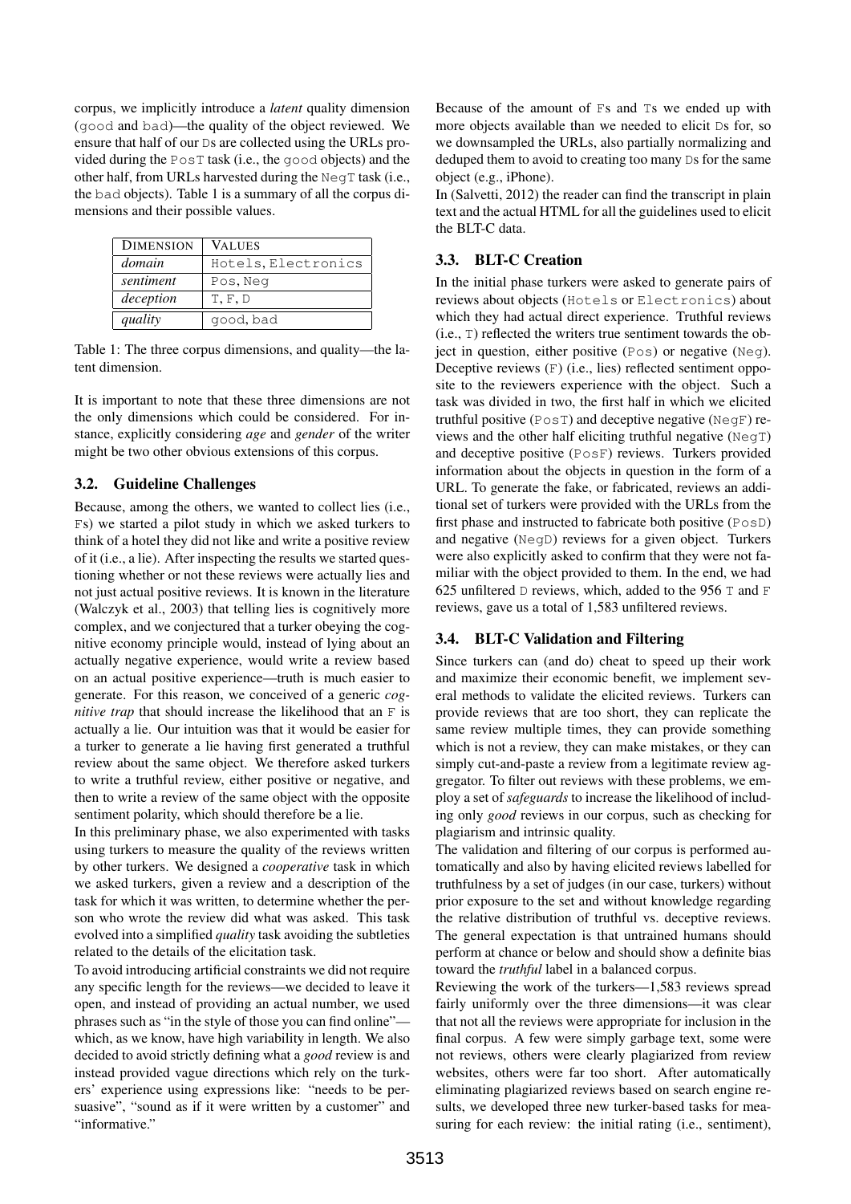corpus, we implicitly introduce a *latent* quality dimension (good and bad)—the quality of the object reviewed. We ensure that half of our Ds are collected using the URLs provided during the PosT task (i.e., the good objects) and the other half, from URLs harvested during the NegT task (i.e., the bad objects). Table 1 is a summary of all the corpus dimensions and their possible values.

| DIMENSION | VALUES |
|---|---|
| *domain* | Hotels, Electronics |
| *sentiment* | Pos, Neg |
| *deception* | T, F, D |
| *quality* | good, bad |

Table 1: The three corpus dimensions, and quality—the latent dimension.

It is important to note that these three dimensions are not the only dimensions which could be considered. For instance, explicitly considering *age* and *gender* of the writer might be two other obvious extensions of this corpus.

### 3.2. Guideline Challenges

Because, among the others, we wanted to collect lies (i.e., Fs) we started a pilot study in which we asked turkers to think of a hotel they did not like and write a positive review of it (i.e., a lie). After inspecting the results we started questioning whether or not these reviews were actually lies and not just actual positive reviews. It is known in the literature (Walczyk et al., 2003) that telling lies is cognitively more complex, and we conjectured that a turker obeying the cognitive economy principle would, instead of lying about an actually negative experience, would write a review based on an actual positive experience—truth is much easier to generate. For this reason, we conceived of a generic *cognitive trap* that should increase the likelihood that an F is actually a lie. Our intuition was that it would be easier for a turker to generate a lie having first generated a truthful review about the same object. We therefore asked turkers to write a truthful review, either positive or negative, and then to write a review of the same object with the opposite sentiment polarity, which should therefore be a lie.

In this preliminary phase, we also experimented with tasks using turkers to measure the quality of the reviews written by other turkers. We designed a *cooperative* task in which we asked turkers, given a review and a description of the task for which it was written, to determine whether the person who wrote the review did what was asked. This task evolved into a simplified *quality* task avoiding the subtleties related to the details of the elicitation task.

To avoid introducing artificial constraints we did not require any specific length for the reviews—we decided to leave it open, and instead of providing an actual number, we used phrases such as "in the style of those you can find online"—which, as we know, have high variability in length. We also decided to avoid strictly defining what a *good* review is and instead provided vague directions which rely on the turkers' experience using expressions like: "needs to be persuasive", "sound as if it were written by a customer" and "informative."

Because of the amount of Fs and Ts we ended up with more objects available than we needed to elicit Ds for, so we downsampled the URLs, also partially normalizing and deduped them to avoid to creating too many Ds for the same object (e.g., iPhone).

In (Salvetti, 2012) the reader can find the transcript in plain text and the actual HTML for all the guidelines used to elicit the BLT-C data.

### 3.3. BLT-C Creation

In the initial phase turkers were asked to generate pairs of reviews about objects (Hotels or Electronics) about which they had actual direct experience. Truthful reviews (i.e., T) reflected the writers true sentiment towards the object in question, either positive (Pos) or negative (Neg). Deceptive reviews (F) (i.e., lies) reflected sentiment opposite to the reviewers experience with the object. Such a task was divided in two, the first half in which we elicited truthful positive (PosT) and deceptive negative (NegF) reviews and the other half eliciting truthful negative (NegT) and deceptive positive (PosF) reviews. Turkers provided information about the objects in question in the form of a URL. To generate the fake, or fabricated, reviews an additional set of turkers were provided with the URLs from the first phase and instructed to fabricate both positive (PosD) and negative (NegD) reviews for a given object. Turkers were also explicitly asked to confirm that they were not familiar with the object provided to them. In the end, we had 625 unfiltered D reviews, which, added to the 956 T and F reviews, gave us a total of 1,583 unfiltered reviews.

### 3.4. BLT-C Validation and Filtering

Since turkers can (and do) cheat to speed up their work and maximize their economic benefit, we implement several methods to validate the elicited reviews. Turkers can provide reviews that are too short, they can replicate the same review multiple times, they can provide something which is not a review, they can make mistakes, or they can simply cut-and-paste a review from a legitimate review aggregator. To filter out reviews with these problems, we employ a set of *safeguards* to increase the likelihood of including only *good* reviews in our corpus, such as checking for plagiarism and intrinsic quality.

The validation and filtering of our corpus is performed automatically and also by having elicited reviews labelled for truthfulness by a set of judges (in our case, turkers) without prior exposure to the set and without knowledge regarding the relative distribution of truthful vs. deceptive reviews. The general expectation is that untrained humans should perform at chance or below and should show a definite bias toward the *truthful* label in a balanced corpus.

Reviewing the work of the turkers—1,583 reviews spread fairly uniformly over the three dimensions—it was clear that not all the reviews were appropriate for inclusion in the final corpus. A few were simply garbage text, some were not reviews, others were clearly plagiarized from review websites, others were far too short. After automatically eliminating plagiarized reviews based on search engine results, we developed three new turker-based tasks for measuring for each review: the initial rating (i.e., sentiment),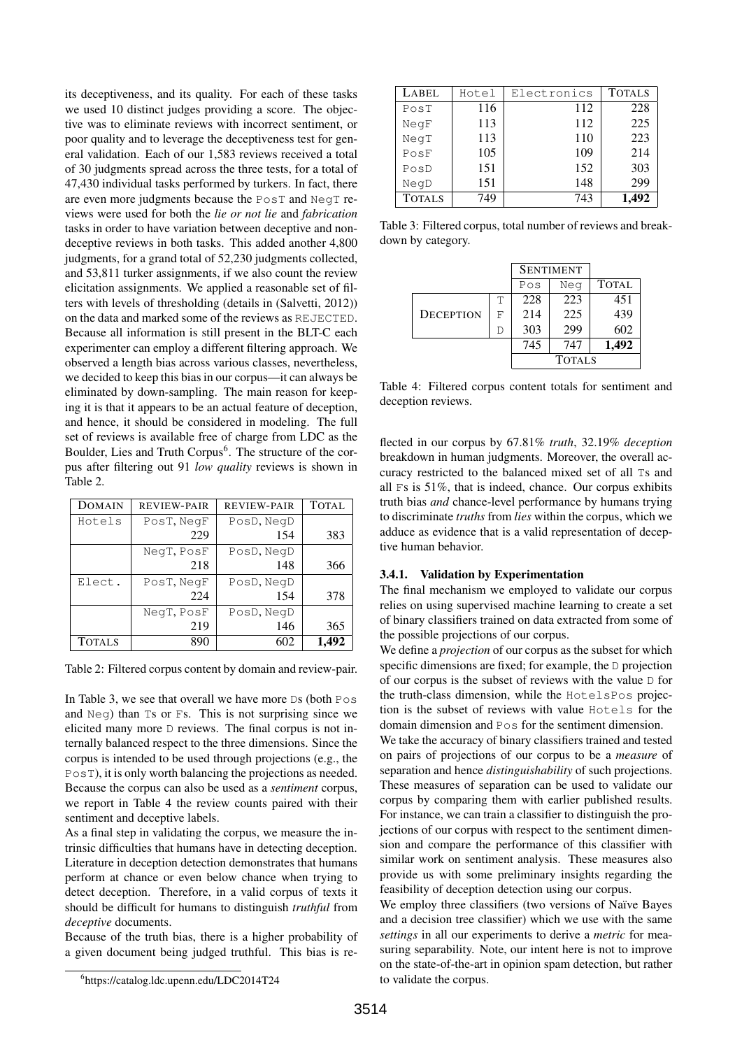its deceptiveness, and its quality. For each of these tasks we used 10 distinct judges providing a score. The objective was to eliminate reviews with incorrect sentiment, or poor quality and to leverage the deceptiveness test for general validation. Each of our 1,583 reviews received a total of 30 judgments spread across the three tests, for a total of 47,430 individual tasks performed by turkers. In fact, there are even more judgments because the PosT and NegT reviews were used for both the *lie or not lie* and *fabrication* tasks in order to have variation between deceptive and non-deceptive reviews in both tasks. This added another 4,800 judgments, for a grand total of 52,230 judgments collected, and 53,811 turker assignments, if we also count the review elicitation assignments. We applied a reasonable set of filters with levels of thresholding (details in (Salvetti, 2012)) on the data and marked some of the reviews as REJECTED. Because all information is still present in the BLT-C each experimenter can employ a different filtering approach. We observed a length bias across various classes, nevertheless, we decided to keep this bias in our corpus—it can always be eliminated by down-sampling. The main reason for keeping it is that it appears to be an actual feature of deception, and hence, it should be considered in modeling. The full set of reviews is available free of charge from LDC as the Boulder, Lies and Truth Corpus[6]. The structure of the corpus after filtering out 91 *low quality* reviews is shown in Table 2.

| DOMAIN | REVIEW-PAIR | REVIEW-PAIR | TOTAL |
|---|---|---|---|
| Hotels | PosT, NegF 229 | PosD, NegD 154 | 383 |
| | NegT, PosF 218 | PosD, NegD 148 | 366 |
| Elect. | PosT, NegF 224 | PosD, NegD 154 | 378 |
| | NegT, PosF 219 | PosD, NegD 146 | 365 |
| TOTALS | 890 | 602 | **1,492** |

Table 2: Filtered corpus content by domain and review-pair.

In Table 3, we see that overall we have more Ds (both Pos and Neg) than Ts or Fs. This is not surprising since we elicited many more D reviews. The final corpus is not internally balanced respect to the three dimensions. Since the corpus is intended to be used through projections (e.g., the PosT), it is only worth balancing the projections as needed. Because the corpus can also be used as a *sentiment* corpus, we report in Table 4 the review counts paired with their sentiment and deceptive labels.

As a final step in validating the corpus, we measure the intrinsic difficulties that humans have in detecting deception. Literature in deception detection demonstrates that humans perform at chance or even below chance when trying to detect deception. Therefore, in a valid corpus of texts it should be difficult for humans to distinguish *truthful* from *deceptive* documents.

Because of the truth bias, there is a higher probability of a given document being judged truthful. This bias is reflected in our corpus by 67.81% *truth*, 32.19% *deception* breakdown in human judgments. Moreover, the overall accuracy restricted to the balanced mixed set of all Ts and all Fs is 51%, that is indeed, chance. Our corpus exhibits truth bias *and* chance-level performance by humans trying to discriminate *truths* from *lies* within the corpus, which we adduce as evidence that is a valid representation of deceptive human behavior.

| LABEL | Hotel | Electronics | TOTALS |
|---|---|---|---|
| PosT | 116 | 112 | 228 |
| NegF | 113 | 112 | 225 |
| NegT | 113 | 110 | 223 |
| PosF | 105 | 109 | 214 |
| PosD | 151 | 152 | 303 |
| NegD | 151 | 148 | 299 |
| TOTALS | 749 | 743 | **1,492** |

Table 3: Filtered corpus, total number of reviews and breakdown by category.

| | | SENTIMENT | | |
|---|---|---|---|---|
| | | Pos | Neg | TOTAL |
| DECEPTION | T | 228 | 223 | 451 |
| | F | 214 | 225 | 439 |
| | D | 303 | 299 | 602 |
| | | 745 | 747 | **1,492** |
| | | TOTALS | | |

Table 4: Filtered corpus content totals for sentiment and deception reviews.

#### 3.4.1. Validation by Experimentation

The final mechanism we employed to validate our corpus relies on using supervised machine learning to create a set of binary classifiers trained on data extracted from some of the possible projections of our corpus.

We define a *projection* of our corpus as the subset for which specific dimensions are fixed; for example, the D projection of our corpus is the subset of reviews with the value D for the truth-class dimension, while the HotelsPos projection is the subset of reviews with value Hotels for the domain dimension and Pos for the sentiment dimension.

We take the accuracy of binary classifiers trained and tested on pairs of projections of our corpus to be a *measure* of separation and hence *distinguishability* of such projections. These measures of separation can be used to validate our corpus by comparing them with earlier published results. For instance, we can train a classifier to distinguish the projections of our corpus with respect to the sentiment dimension and compare the performance of this classifier with similar work on sentiment analysis. These measures also provide us with some preliminary insights regarding the feasibility of deception detection using our corpus.

We employ three classifiers (two versions of Naïve Bayes and a decision tree classifier) which we use with the same *settings* in all our experiments to derive a *metric* for measuring separability. Note, our intent here is not to improve on the state-of-the-art in opinion spam detection, but rather to validate the corpus.

[6] https://catalog.ldc.upenn.edu/LDC2014T24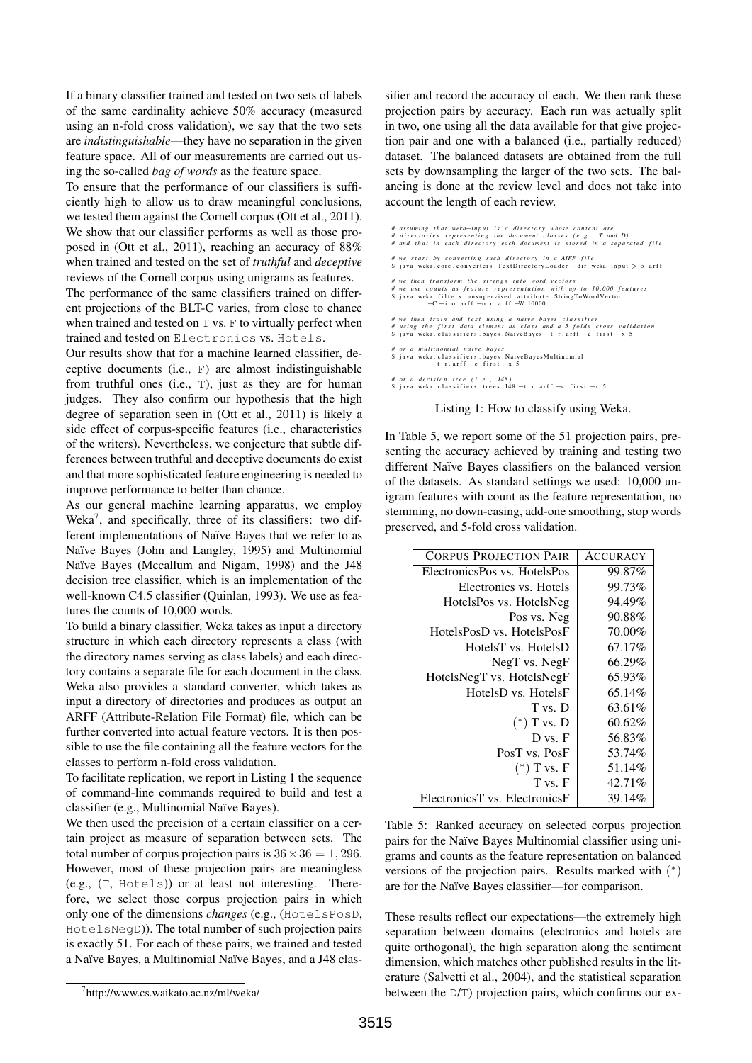If a binary classifier trained and tested on two sets of labels of the same cardinality achieve 50% accuracy (measured using an n-fold cross validation), we say that the two sets are *indistinguishable*—they have no separation in the given feature space. All of our measurements are carried out using the so-called *bag of words* as the feature space.

To ensure that the performance of our classifiers is sufficiently high to allow us to draw meaningful conclusions, we tested them against the Cornell corpus (Ott et al., 2011). We show that our classifier performs as well as those proposed in (Ott et al., 2011), reaching an accuracy of 88% when trained and tested on the set of *truthful* and *deceptive* reviews of the Cornell corpus using unigrams as features.

The performance of the same classifiers trained on different projections of the BLT-C varies, from close to chance when trained and tested on `T` vs. `F` to virtually perfect when trained and tested on `Electronics` vs. `Hotels`.

Our results show that for a machine learned classifier, deceptive documents (i.e., `F`) are almost indistinguishable from truthful ones (i.e., `T`), just as they are for human judges. They also confirm our hypothesis that the high degree of separation seen in (Ott et al., 2011) is likely a side effect of corpus-specific features (i.e., characteristics of the writers). Nevertheless, we conjecture that subtle differences between truthful and deceptive documents do exist and that more sophisticated feature engineering is needed to improve performance to better than chance.

As our general machine learning apparatus, we employ Weka[7], and specifically, three of its classifiers: two different implementations of Naïve Bayes that we refer to as Naïve Bayes (John and Langley, 1995) and Multinomial Naïve Bayes (Mccallum and Nigam, 1998) and the J48 decision tree classifier, which is an implementation of the well-known C4.5 classifier (Quinlan, 1993). We use as features the counts of 10,000 words.

To build a binary classifier, Weka takes as input a directory structure in which each directory represents a class (with the directory names serving as class labels) and each directory contains a separate file for each document in the class. Weka also provides a standard converter, which takes as input a directory of directories and produces as output an ARFF (Attribute-Relation File Format) file, which can be further converted into actual feature vectors. It is then possible to use the file containing all the feature vectors for the classes to perform n-fold cross validation.

To facilitate replication, we report in Listing 1 the sequence of command-line commands required to build and test a classifier (e.g., Multinomial Naïve Bayes).

We then used the precision of a certain classifier on a certain project as measure of separation between sets. The total number of corpus projection pairs is $36 \times 36 = 1,296$. However, most of these projection pairs are meaningless (e.g., (`T`, `Hotels`)) or at least not interesting. Therefore, we select those corpus projection pairs in which only one of the dimensions *changes* (e.g., (`HotelsPosD`, `HotelsNegD`)). The total number of such projection pairs is exactly 51. For each of these pairs, we trained and tested a Naïve Bayes, a Multinomial Naïve Bayes, and a J48 classifier and record the accuracy of each. We then rank these projection pairs by accuracy. Each run was actually split in two, one using all the data available for that give projection pair and one with a balanced (i.e., partially reduced) dataset. The balanced datasets are obtained from the full sets by downsampling the larger of the two sets. The balancing is done at the review level and does not take into account the length of each review.

```
# assuming that weka-input is a directory whose content are
# directories representing the document classes (e.g., T and D)
# and that in each directory each document is stored in a separated file

# we start by converting such directory in a AIFF file
$ java weka.core.converters.TextDirectoryLoader -dir weka-input > o.arff

# we then transform the strings into word vectors
# we use counts as feature representation with up to 10,000 features
$ java weka.filters.unsupervised.attribute.StringToWordVector
    -C -i o.arff -o r.arff -W 10000

# we then train and test using a naive bayes classifier
# using the first data element as class and a 5 folds cross validation
$ java weka.classifiers.bayes.NaiveBayes -t r.arff -c first -x 5

# or a multinomial naive bayes
$ java weka.classifiers.bayes.NaiveBayesMultinomial
    -t r.arff -c first -x 5

# or a decision tree (i.e., J48)
$ java weka.classifiers.trees.J48 -t r.arff -c first -x 5
```

Listing 1: How to classify using Weka.

In Table 5, we report some of the 51 projection pairs, presenting the accuracy achieved by training and testing two different Naïve Bayes classifiers on the balanced version of the datasets. As standard settings we used: 10,000 unigram features with count as the feature representation, no stemming, no down-casing, add-one smoothing, stop words preserved, and 5-fold cross validation.

| CORPUS PROJECTION PAIR | ACCURACY |
|---:|---:|
| ElectronicsPos vs. HotelsPos | 99.87% |
| Electronics vs. Hotels | 99.73% |
| HotelsPos vs. HotelsNeg | 94.49% |
| Pos vs. Neg | 90.88% |
| HotelsPosD vs. HotelsPosF | 70.00% |
| HotelsT vs. HotelsD | 67.17% |
| NegT vs. NegF | 66.29% |
| HotelsNegT vs. HotelsNegF | 65.93% |
| HotelsD vs. HotelsF | 65.14% |
| T vs. D | 63.61% |
| (*) T vs. D | 60.62% |
| D vs. F | 56.83% |
| PosT vs. PosF | 53.74% |
| (*) T vs. F | 51.14% |
| T vs. F | 42.71% |
| ElectronicsT vs. ElectronicsF | 39.14% |

Table 5: Ranked accuracy on selected corpus projection pairs for the Naïve Bayes Multinomial classifier using unigrams and counts as the feature representation on balanced versions of the projection pairs. Results marked with (*) are for the Naïve Bayes classifier—for comparison.

These results reflect our expectations—the extremely high separation between domains (electronics and hotels are quite orthogonal), the high separation along the sentiment dimension, which matches other published results in the literature (Salvetti et al., 2004), and the statistical separation between the `D`/`T`) projection pairs, which confirms our ex-

[7] http://www.cs.waikato.ac.nz/ml/weka/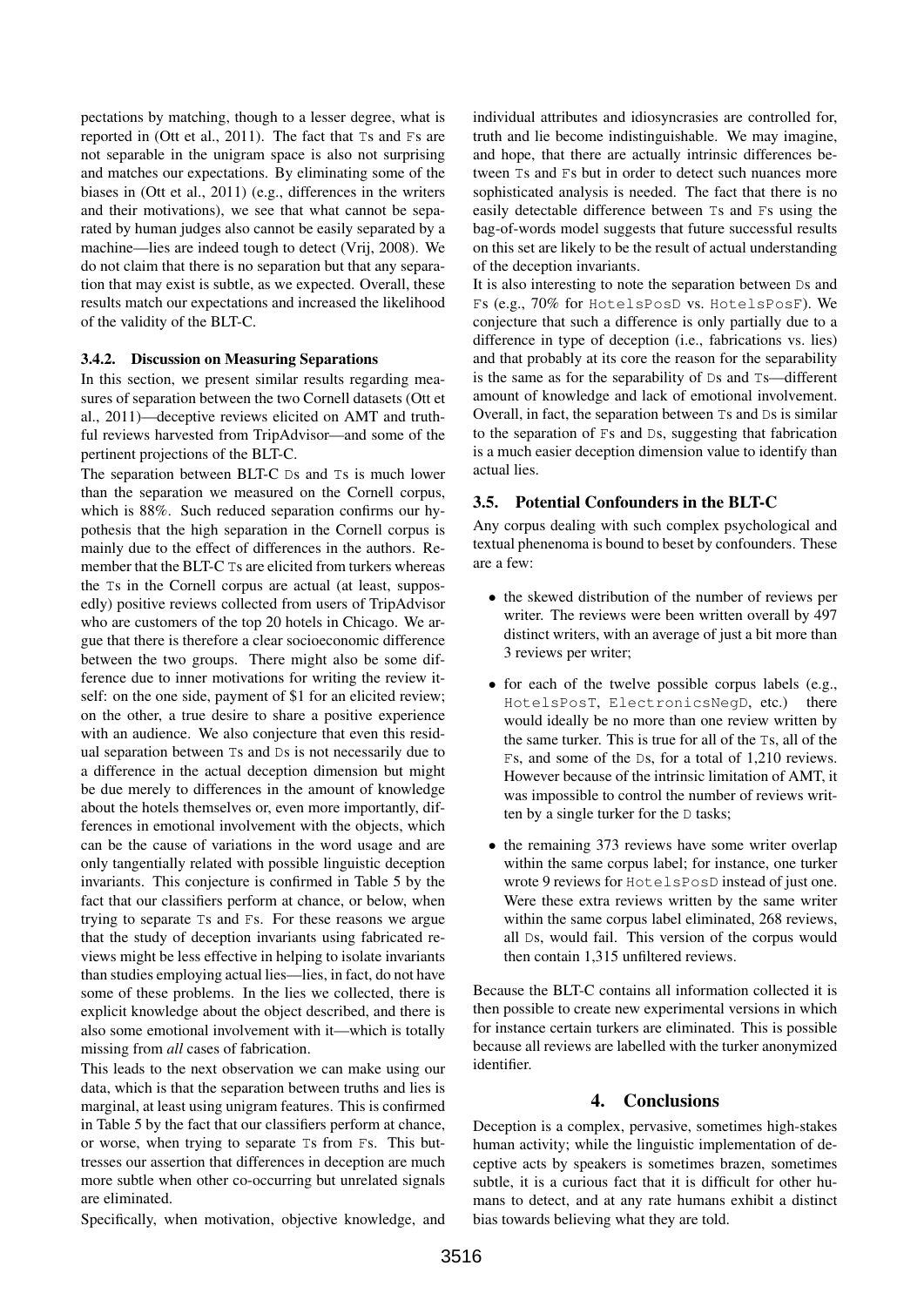pectations by matching, though to a lesser degree, what is reported in (Ott et al., 2011). The fact that Ts and Fs are not separable in the unigram space is also not surprising and matches our expectations. By eliminating some of the biases in (Ott et al., 2011) (e.g., differences in the writers and their motivations), we see that what cannot be separated by human judges also cannot be easily separated by a machine—lies are indeed tough to detect (Vrij, 2008). We do not claim that there is no separation but that any separation that may exist is subtle, as we expected. Overall, these results match our expectations and increased the likelihood of the validity of the BLT-C.

#### 3.4.2. Discussion on Measuring Separations

In this section, we present similar results regarding measures of separation between the two Cornell datasets (Ott et al., 2011)—deceptive reviews elicited on AMT and truthful reviews harvested from TripAdvisor—and some of the pertinent projections of the BLT-C.

The separation between BLT-C Ds and Ts is much lower than the separation we measured on the Cornell corpus, which is 88%. Such reduced separation confirms our hypothesis that the high separation in the Cornell corpus is mainly due to the effect of differences in the authors. Remember that the BLT-C Ts are elicited from turkers whereas the Ts in the Cornell corpus are actual (at least, supposedly) positive reviews collected from users of TripAdvisor who are customers of the top 20 hotels in Chicago. We argue that there is therefore a clear socioeconomic difference between the two groups. There might also be some difference due to inner motivations for writing the review itself: on the one side, payment of $1 for an elicited review; on the other, a true desire to share a positive experience with an audience. We also conjecture that even this residual separation between Ts and Ds is not necessarily due to a difference in the actual deception dimension but might be due merely to differences in the amount of knowledge about the hotels themselves or, even more importantly, differences in emotional involvement with the objects, which can be the cause of variations in the word usage and are only tangentially related with possible linguistic deception invariants. This conjecture is confirmed in Table 5 by the fact that our classifiers perform at chance, or below, when trying to separate Ts and Fs. For these reasons we argue that the study of deception invariants using fabricated reviews might be less effective in helping to isolate invariants than studies employing actual lies—lies, in fact, do not have some of these problems. In the lies we collected, there is explicit knowledge about the object described, and there is also some emotional involvement with it—which is totally missing from *all* cases of fabrication.

This leads to the next observation we can make using our data, which is that the separation between truths and lies is marginal, at least using unigram features. This is confirmed in Table 5 by the fact that our classifiers perform at chance, or worse, when trying to separate Ts from Fs. This buttresses our assertion that differences in deception are much more subtle when other co-occurring but unrelated signals are eliminated.

Specifically, when motivation, objective knowledge, and individual attributes and idiosyncrasies are controlled for, truth and lie become indistinguishable. We may imagine, and hope, that there are actually intrinsic differences between Ts and Fs but in order to detect such nuances more sophisticated analysis is needed. The fact that there is no easily detectable difference between Ts and Fs using the bag-of-words model suggests that future successful results on this set are likely to be the result of actual understanding of the deception invariants.

It is also interesting to note the separation between Ds and Fs (e.g., 70% for HotelsPosD vs. HotelsPosF). We conjecture that such a difference is only partially due to a difference in type of deception (i.e., fabrications vs. lies) and that probably at its core the reason for the separability is the same as for the separability of Ds and Ts—different amount of knowledge and lack of emotional involvement. Overall, in fact, the separation between Ts and Ds is similar to the separation of Fs and Ds, suggesting that fabrication is a much easier deception dimension value to identify than actual lies.

### 3.5. Potential Confounders in the BLT-C

Any corpus dealing with such complex psychological and textual phenenoma is bound to beset by confounders. These are a few:

- the skewed distribution of the number of reviews per writer. The reviews were been written overall by 497 distinct writers, with an average of just a bit more than 3 reviews per writer;
- for each of the twelve possible corpus labels (e.g., HotelsPosT, ElectronicsNegD, etc.) there would ideally be no more than one review written by the same turker. This is true for all of the Ts, all of the Fs, and some of the Ds, for a total of 1,210 reviews. However because of the intrinsic limitation of AMT, it was impossible to control the number of reviews written by a single turker for the D tasks;
- the remaining 373 reviews have some writer overlap within the same corpus label; for instance, one turker wrote 9 reviews for HotelsPosD instead of just one. Were these extra reviews written by the same writer within the same corpus label eliminated, 268 reviews, all Ds, would fail. This version of the corpus would then contain 1,315 unfiltered reviews.

Because the BLT-C contains all information collected it is then possible to create new experimental versions in which for instance certain turkers are eliminated. This is possible because all reviews are labelled with the turker anonymized identifier.

## 4. Conclusions

Deception is a complex, pervasive, sometimes high-stakes human activity; while the linguistic implementation of deceptive acts by speakers is sometimes brazen, sometimes subtle, it is a curious fact that it is difficult for other humans to detect, and at any rate humans exhibit a distinct bias towards believing what they are told.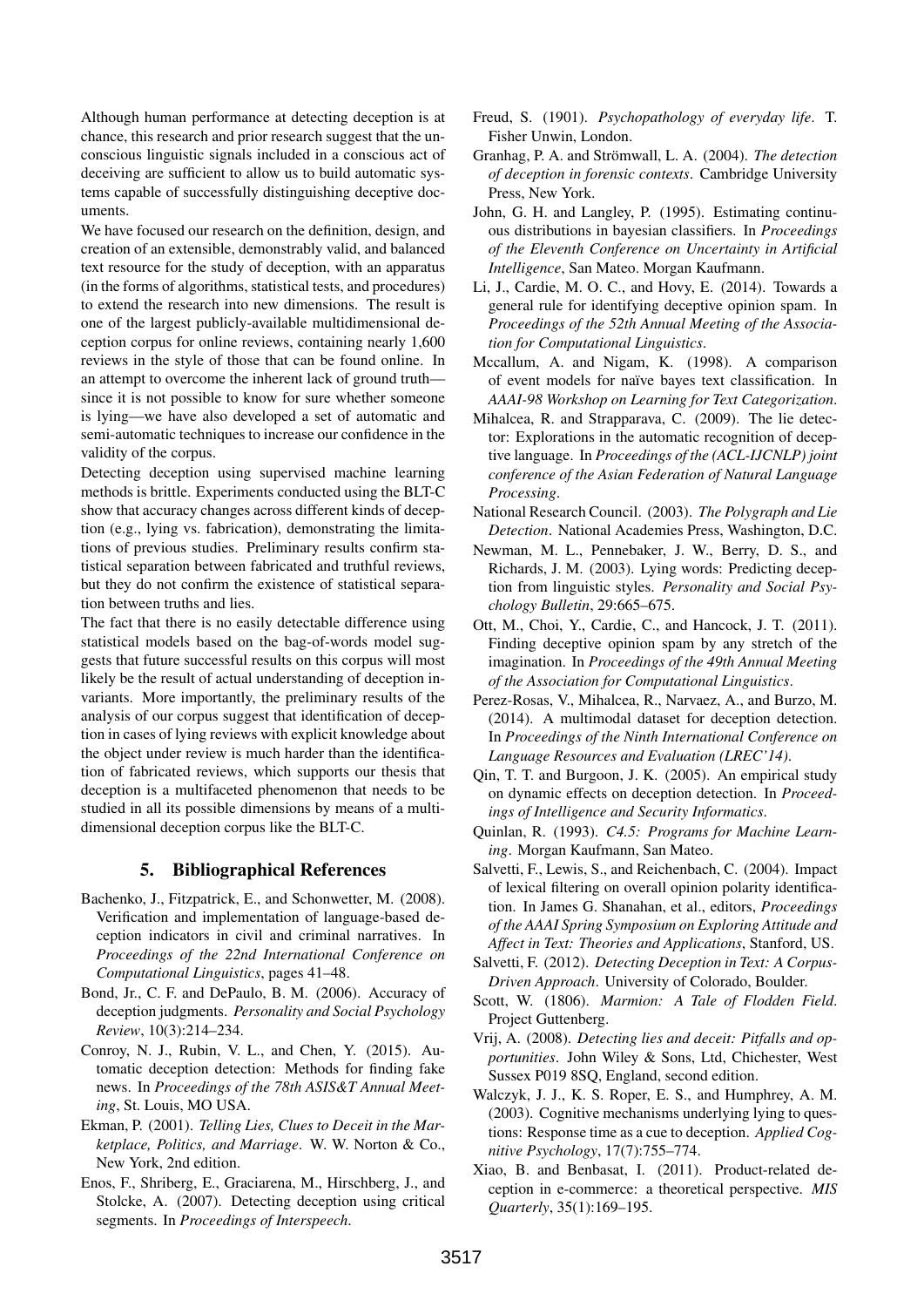Although human performance at detecting deception is at chance, this research and prior research suggest that the unconscious linguistic signals included in a conscious act of deceiving are sufficient to allow us to build automatic systems capable of successfully distinguishing deceptive documents.

We have focused our research on the definition, design, and creation of an extensible, demonstrably valid, and balanced text resource for the study of deception, with an apparatus (in the forms of algorithms, statistical tests, and procedures) to extend the research into new dimensions. The result is one of the largest publicly-available multidimensional deception corpus for online reviews, containing nearly 1,600 reviews in the style of those that can be found online. In an attempt to overcome the inherent lack of ground truth—since it is not possible to know for sure whether someone is lying—we have also developed a set of automatic and semi-automatic techniques to increase our confidence in the validity of the corpus.

Detecting deception using supervised machine learning methods is brittle. Experiments conducted using the BLT-C show that accuracy changes across different kinds of deception (e.g., lying vs. fabrication), demonstrating the limitations of previous studies. Preliminary results confirm statistical separation between fabricated and truthful reviews, but they do not confirm the existence of statistical separation between truths and lies.

The fact that there is no easily detectable difference using statistical models based on the bag-of-words model suggests that future successful results on this corpus will most likely be the result of actual understanding of deception invariants. More importantly, the preliminary results of the analysis of our corpus suggest that identification of deception in cases of lying reviews with explicit knowledge about the object under review is much harder than the identification of fabricated reviews, which supports our thesis that deception is a multifaceted phenomenon that needs to be studied in all its possible dimensions by means of a multidimensional deception corpus like the BLT-C.

## 5. Bibliographical References

Bachenko, J., Fitzpatrick, E., and Schonwetter, M. (2008). Verification and implementation of language-based deception indicators in civil and criminal narratives. In *Proceedings of the 22nd International Conference on Computational Linguistics*, pages 41–48.

Bond, Jr., C. F. and DePaulo, B. M. (2006). Accuracy of deception judgments. *Personality and Social Psychology Review*, 10(3):214–234.

Conroy, N. J., Rubin, V. L., and Chen, Y. (2015). Automatic deception detection: Methods for finding fake news. In *Proceedings of the 78th ASIS&T Annual Meeting*, St. Louis, MO USA.

Ekman, P. (2001). *Telling Lies, Clues to Deceit in the Marketplace, Politics, and Marriage*. W. W. Norton & Co., New York, 2nd edition.

Enos, F., Shriberg, E., Graciarena, M., Hirschberg, J., and Stolcke, A. (2007). Detecting deception using critical segments. In *Proceedings of Interspeech*.

Freud, S. (1901). *Psychopathology of everyday life*. T. Fisher Unwin, London.

Granhag, P. A. and Strömwall, L. A. (2004). *The detection of deception in forensic contexts*. Cambridge University Press, New York.

John, G. H. and Langley, P. (1995). Estimating continuous distributions in bayesian classifiers. In *Proceedings of the Eleventh Conference on Uncertainty in Artificial Intelligence*, San Mateo. Morgan Kaufmann.

Li, J., Cardie, M. O. C., and Hovy, E. (2014). Towards a general rule for identifying deceptive opinion spam. In *Proceedings of the 52th Annual Meeting of the Association for Computational Linguistics*.

Mccallum, A. and Nigam, K. (1998). A comparison of event models for naïve bayes text classification. In *AAAI-98 Workshop on Learning for Text Categorization*.

Mihalcea, R. and Strapparava, C. (2009). The lie detector: Explorations in the automatic recognition of deceptive language. In *Proceedings of the (ACL-IJCNLP) joint conference of the Asian Federation of Natural Language Processing*.

National Research Council. (2003). *The Polygraph and Lie Detection*. National Academies Press, Washington, D.C.

Newman, M. L., Pennebaker, J. W., Berry, D. S., and Richards, J. M. (2003). Lying words: Predicting deception from linguistic styles. *Personality and Social Psychology Bulletin*, 29:665–675.

Ott, M., Choi, Y., Cardie, C., and Hancock, J. T. (2011). Finding deceptive opinion spam by any stretch of the imagination. In *Proceedings of the 49th Annual Meeting of the Association for Computational Linguistics*.

Perez-Rosas, V., Mihalcea, R., Narvaez, A., and Burzo, M. (2014). A multimodal dataset for deception detection. In *Proceedings of the Ninth International Conference on Language Resources and Evaluation (LREC'14)*.

Qin, T. T. and Burgoon, J. K. (2005). An empirical study on dynamic effects on deception detection. In *Proceedings of Intelligence and Security Informatics*.

Quinlan, R. (1993). *C4.5: Programs for Machine Learning*. Morgan Kaufmann, San Mateo.

Salvetti, F., Lewis, S., and Reichenbach, C. (2004). Impact of lexical filtering on overall opinion polarity identification. In James G. Shanahan, et al., editors, *Proceedings of the AAAI Spring Symposium on Exploring Attitude and Affect in Text: Theories and Applications*, Stanford, US.

Salvetti, F. (2012). *Detecting Deception in Text: A Corpus-Driven Approach*. University of Colorado, Boulder.

Scott, W. (1806). *Marmion: A Tale of Flodden Field*. Project Guttenberg.

Vrij, A. (2008). *Detecting lies and deceit: Pitfalls and opportunities*. John Wiley & Sons, Ltd, Chichester, West Sussex P019 8SQ, England, second edition.

Walczyk, J. J., K. S. Roper, E. S., and Humphrey, A. M. (2003). Cognitive mechanisms underlying lying to questions: Response time as a cue to deception. *Applied Cognitive Psychology*, 17(7):755–774.

Xiao, B. and Benbasat, I. (2011). Product-related deception in e-commerce: a theoretical perspective. *MIS Quarterly*, 35(1):169–195.